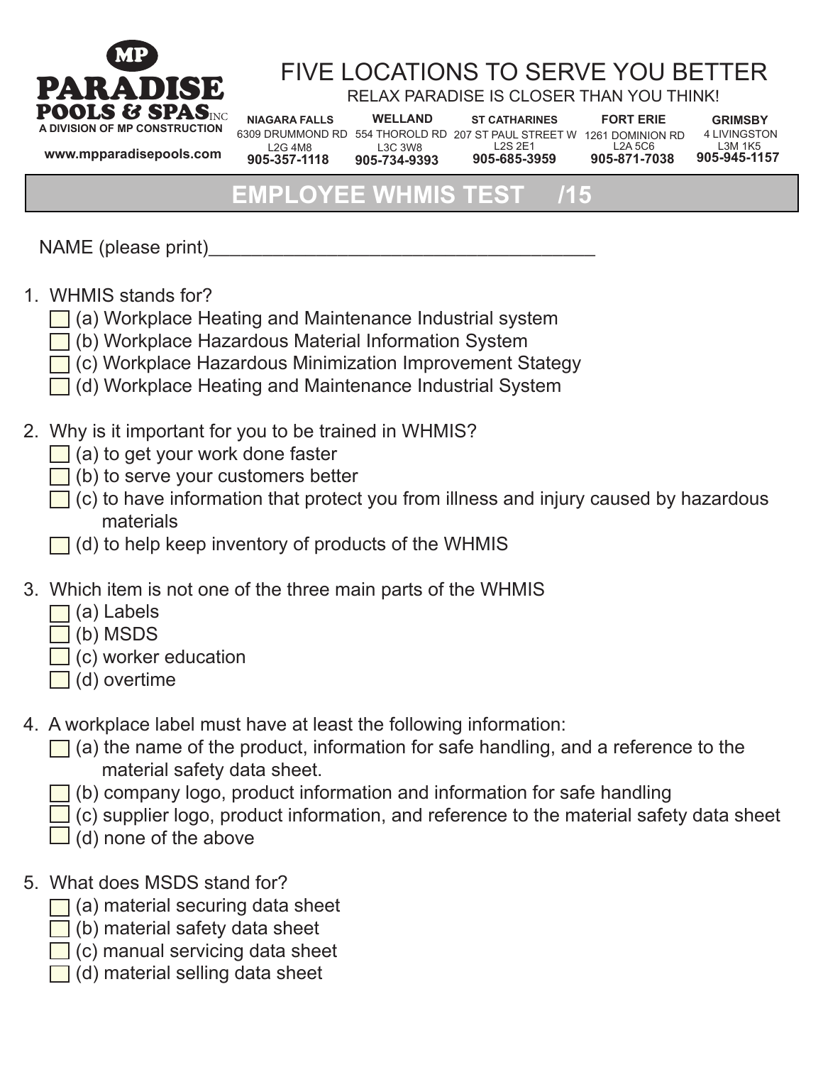**MP**
**PARADISE POOLS & SPAS** INC
A DIVISION OF MP CONSTRUCTION

www.mpparadisepools.com

# FIVE LOCATIONS TO SERVE YOU BETTER

RELAX PARADISE IS CLOSER THAN YOU THINK!

| NIAGARA FALLS | WELLAND | ST CATHARINES | FORT ERIE | GRIMSBY |
|---|---|---|---|---|
| 6309 DRUMMOND RD | 554 THOROLD RD | 207 ST PAUL STREET W | 1261 DOMINION RD | 4 LIVINGSTON |
| L2G 4M8 | L3C 3W8 | L2S 2E1 | L2A 5C6 | L3M 1K5 |
| 905-357-1118 | 905-734-9393 | 905-685-3959 | 905-871-7038 | 905-945-1157 |

## EMPLOYEE WHMIS TEST /15

NAME (please print)_____________________________________

1. WHMIS stands for?
   - ☐ (a) Workplace Heating and Maintenance Industrial system
   - ☐ (b) Workplace Hazardous Material Information System
   - ☐ (c) Workplace Hazardous Minimization Improvement Stategy
   - ☐ (d) Workplace Heating and Maintenance Industrial System

2. Why is it important for you to be trained in WHMIS?
   - ☐ (a) to get your work done faster
   - ☐ (b) to serve your customers better
   - ☐ (c) to have information that protect you from illness and injury caused by hazardous materials
   - ☐ (d) to help keep inventory of products of the WHMIS

3. Which item is not one of the three main parts of the WHMIS
   - ☐ (a) Labels
   - ☐ (b) MSDS
   - ☐ (c) worker education
   - ☐ (d) overtime

4. A workplace label must have at least the following information:
   - ☐ (a) the name of the product, information for safe handling, and a reference to the material safety data sheet.
   - ☐ (b) company logo, product information and information for safe handling
   - ☐ (c) supplier logo, product information, and reference to the material safety data sheet
   - ☐ (d) none of the above

5. What does MSDS stand for?
   - ☐ (a) material securing data sheet
   - ☐ (b) material safety data sheet
   - ☐ (c) manual servicing data sheet
   - ☐ (d) material selling data sheet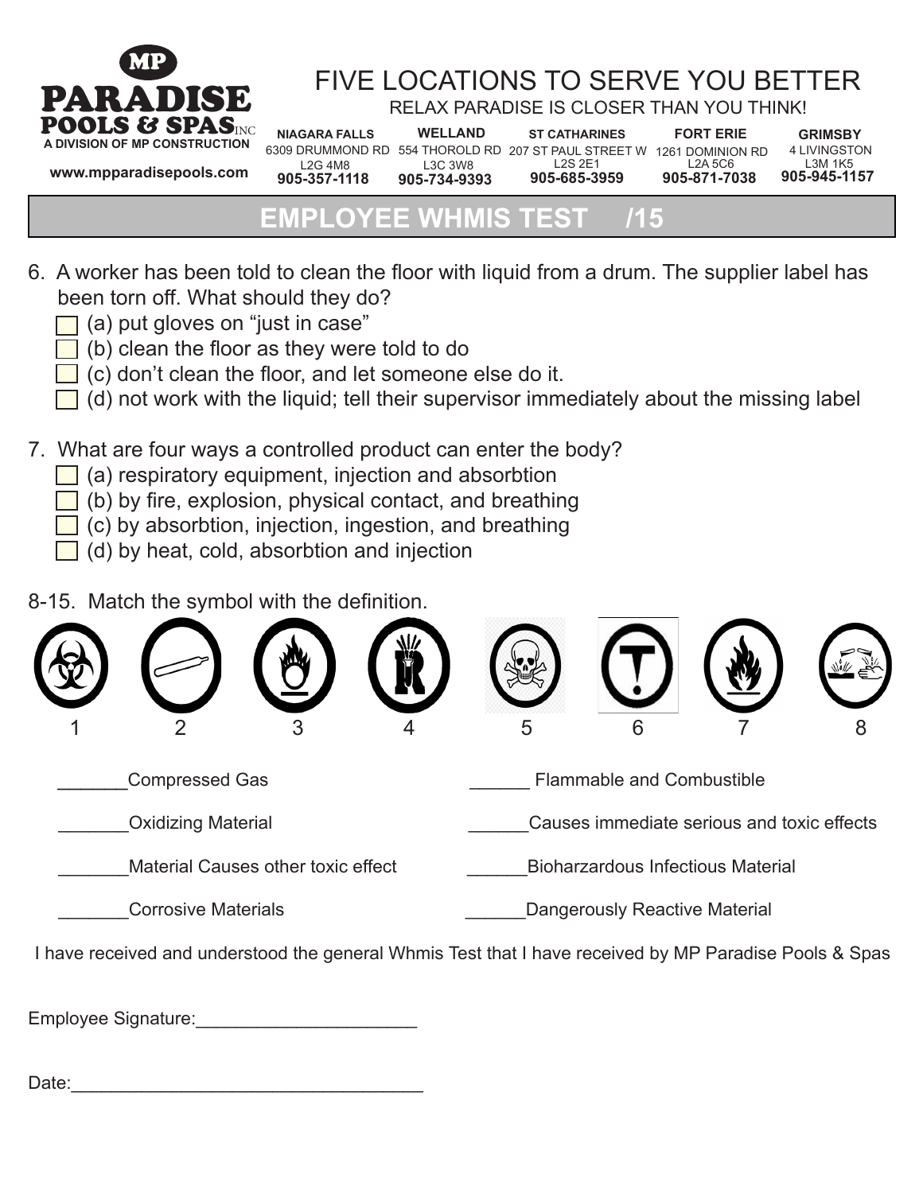# MP PARADISE POOLS & SPAS INC

A DIVISION OF MP CONSTRUCTION

www.mpparadisepools.com

## FIVE LOCATIONS TO SERVE YOU BETTER

RELAX PARADISE IS CLOSER THAN YOU THINK!

| NIAGARA FALLS | WELLAND | ST CATHARINES | FORT ERIE | GRIMSBY |
|---|---|---|---|---|
| 6309 DRUMMOND RD | 554 THOROLD RD | 207 ST PAUL STREET W | 1261 DOMINION RD | 4 LIVINGSTON |
| L2G 4M8 | L3C 3W8 | L2S 2E1 | L2A 5C6 | L3M 1K5 |
| 905-357-1118 | 905-734-9393 | 905-685-3959 | 905-871-7038 | 905-945-1157 |

# EMPLOYEE WHMIS TEST /15

6. A worker has been told to clean the floor with liquid from a drum. The supplier label has been torn off. What should they do?
   - ☐ (a) put gloves on “just in case”
   - ☐ (b) clean the floor as they were told to do
   - ☐ (c) don’t clean the floor, and let someone else do it.
   - ☐ (d) not work with the liquid; tell their supervisor immediately about the missing label

7. What are four ways a controlled product can enter the body?
   - ☐ (a) respiratory equipment, injection and absorbtion
   - ☐ (b) by fire, explosion, physical contact, and breathing
   - ☐ (c) by absorbtion, injection, ingestion, and breathing
   - ☐ (d) by heat, cold, absorbtion and injection

8-15. Match the symbol with the definition.

1 2 3 4 5 6 7 8

_______Compressed Gas

_______Oxidizing Material

_______Material Causes other toxic effect

_______Corrosive Materials

______ Flammable and Combustible

______Causes immediate serious and toxic effects

______Bioharzardous Infectious Material

______Dangerously Reactive Material

I have received and understood the general Whmis Test that I have received by MP Paradise Pools & Spas

Employee Signature:______________________

Date:____________________________________